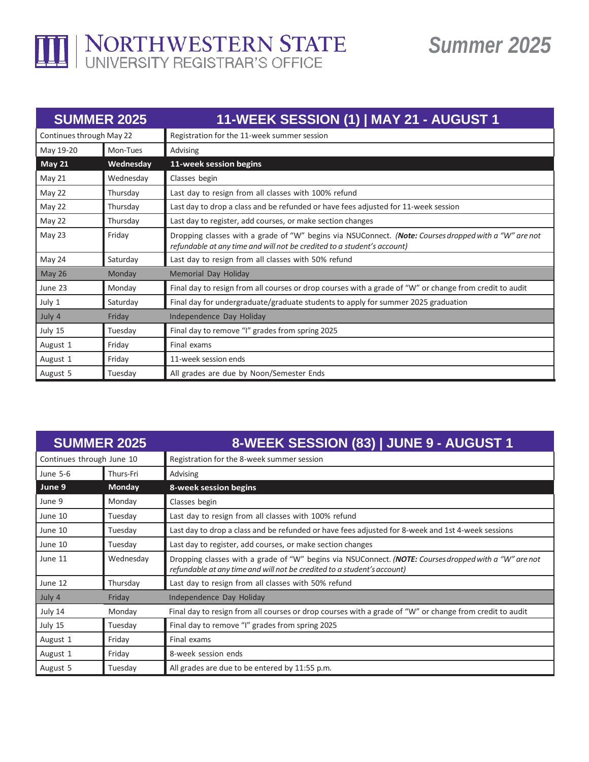# NORTHWESTERN STATE UNIVERSITY REGISTRAR'S OFFICE

# Summer 2025

| SUMMER 2025 | | 11-WEEK SESSION (1) \| MAY 21 - AUGUST 1 |
|---|---|---|
| Continues through May 22 | | Registration for the 11-week summer session |
| May 19-20 | Mon-Tues | Advising |
| **May 21** | **Wednesday** | **11-week session begins** |
| May 21 | Wednesday | Classes begin |
| May 22 | Thursday | Last day to resign from all classes with 100% refund |
| May 22 | Thursday | Last day to drop a class and be refunded or have fees adjusted for 11-week session |
| May 22 | Thursday | Last day to register, add courses, or make section changes |
| May 23 | Friday | Dropping classes with a grade of "W" begins via NSUConnect. *(**Note:** Courses dropped with a "W" are not refundable at any time and will not be credited to a student's account)* |
| May 24 | Saturday | Last day to resign from all classes with 50% refund |
| May 26 | Monday | Memorial Day Holiday |
| June 23 | Monday | Final day to resign from all courses or drop courses with a grade of "W" or change from credit to audit |
| July 1 | Saturday | Final day for undergraduate/graduate students to apply for summer 2025 graduation |
| July 4 | Friday | Independence Day Holiday |
| July 15 | Tuesday | Final day to remove "I" grades from spring 2025 |
| August 1 | Friday | Final exams |
| August 1 | Friday | 11-week session ends |
| August 5 | Tuesday | All grades are due by Noon/Semester Ends |

| SUMMER 2025 | | 8-WEEK SESSION (83) \| JUNE 9 - AUGUST 1 |
|---|---|---|
| Continues through June 10 | | Registration for the 8-week summer session |
| June 5-6 | Thurs-Fri | Advising |
| **June 9** | **Monday** | **8-week session begins** |
| June 9 | Monday | Classes begin |
| June 10 | Tuesday | Last day to resign from all classes with 100% refund |
| June 10 | Tuesday | Last day to drop a class and be refunded or have fees adjusted for 8-week and 1st 4-week sessions |
| June 10 | Tuesday | Last day to register, add courses, or make section changes |
| June 11 | Wednesday | Dropping classes with a grade of "W" begins via NSUConnect. *(**NOTE:** Courses dropped with a "W" are not refundable at any time and will not be credited to a student's account)* |
| June 12 | Thursday | Last day to resign from all classes with 50% refund |
| July 4 | Friday | Independence Day Holiday |
| July 14 | Monday | Final day to resign from all courses or drop courses with a grade of "W" or change from credit to audit |
| July 15 | Tuesday | Final day to remove "I" grades from spring 2025 |
| August 1 | Friday | Final exams |
| August 1 | Friday | 8-week session ends |
| August 5 | Tuesday | All grades are due to be entered by 11:55 p.m. |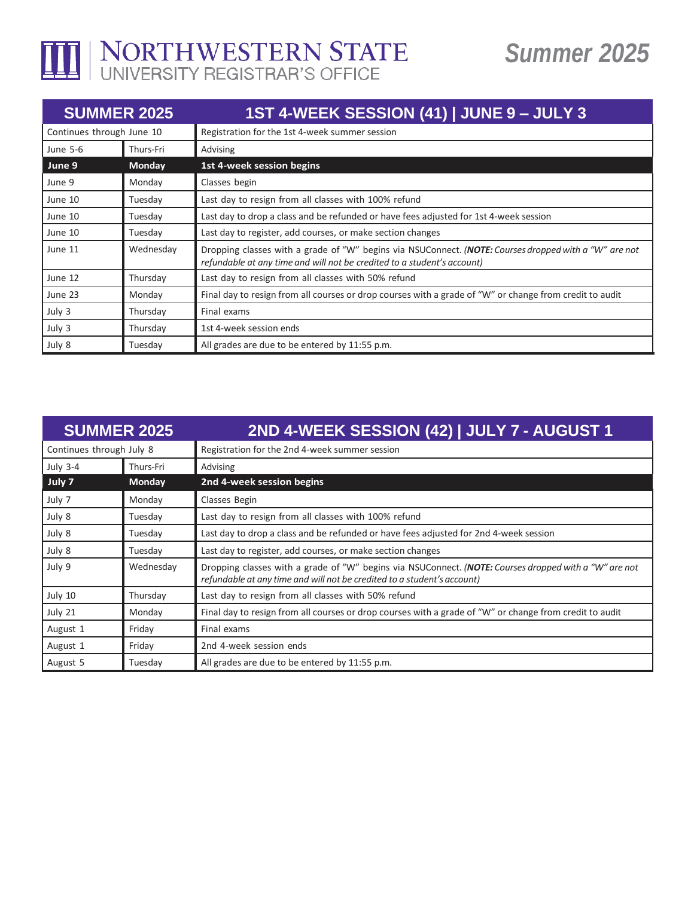# NORTHWESTERN STATE
## UNIVERSITY REGISTRAR'S OFFICE

# Summer 2025

| SUMMER 2025 | | 1ST 4-WEEK SESSION (41) \| JUNE 9 – JULY 3 |
|---|---|---|
| Continues through June 10 | | Registration for the 1st 4-week summer session |
| June 5-6 | Thurs-Fri | Advising |
| **June 9** | **Monday** | **1st 4-week session begins** |
| June 9 | Monday | Classes begin |
| June 10 | Tuesday | Last day to resign from all classes with 100% refund |
| June 10 | Tuesday | Last day to drop a class and be refunded or have fees adjusted for 1st 4-week session |
| June 10 | Tuesday | Last day to register, add courses, or make section changes |
| June 11 | Wednesday | Dropping classes with a grade of "W" begins via NSUConnect. *(**NOTE:** Courses dropped with a "W" are not refundable at any time and will not be credited to a student's account)* |
| June 12 | Thursday | Last day to resign from all classes with 50% refund |
| June 23 | Monday | Final day to resign from all courses or drop courses with a grade of "W" or change from credit to audit |
| July 3 | Thursday | Final exams |
| July 3 | Thursday | 1st 4-week session ends |
| July 8 | Tuesday | All grades are due to be entered by 11:55 p.m. |

| SUMMER 2025 | | 2ND 4-WEEK SESSION (42) \| JULY 7 - AUGUST 1 |
|---|---|---|
| Continues through July 8 | | Registration for the 2nd 4-week summer session |
| July 3-4 | Thurs-Fri | Advising |
| **July 7** | **Monday** | **2nd 4-week session begins** |
| July 7 | Monday | Classes Begin |
| July 8 | Tuesday | Last day to resign from all classes with 100% refund |
| July 8 | Tuesday | Last day to drop a class and be refunded or have fees adjusted for 2nd 4-week session |
| July 8 | Tuesday | Last day to register, add courses, or make section changes |
| July 9 | Wednesday | Dropping classes with a grade of "W" begins via NSUConnect. *(**NOTE:** Courses dropped with a "W" are not refundable at any time and will not be credited to a student's account)* |
| July 10 | Thursday | Last day to resign from all classes with 50% refund |
| July 21 | Monday | Final day to resign from all courses or drop courses with a grade of "W" or change from credit to audit |
| August 1 | Friday | Final exams |
| August 1 | Friday | 2nd 4-week session ends |
| August 5 | Tuesday | All grades are due to be entered by 11:55 p.m. |